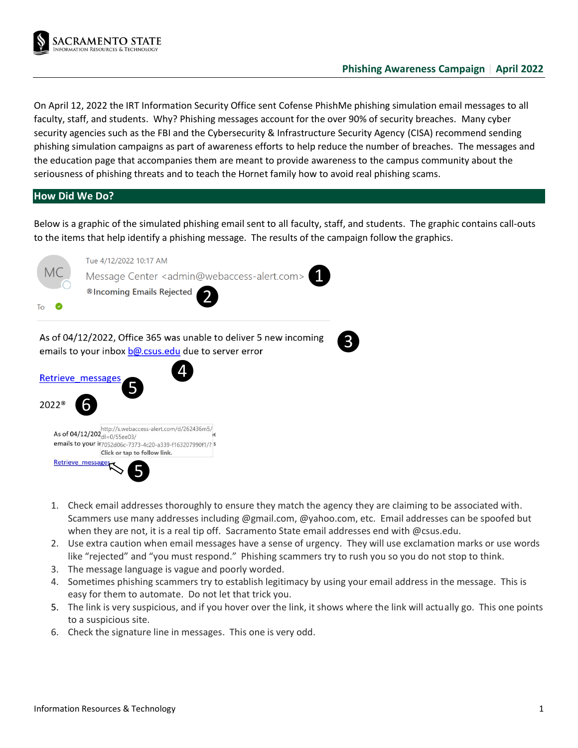**Phishing Awareness Campaign | April 2022**

On April 12, 2022 the IRT Information Security Office sent Cofense PhishMe phishing simulation email messages to all faculty, staff, and students. Why? Phishing messages account for the over 90% of security breaches. Many cyber security agencies such as the FBI and the Cybersecurity & Infrastructure Security Agency (CISA) recommend sending phishing simulation campaigns as part of awareness efforts to help reduce the number of breaches. The messages and the education page that accompanies them are meant to provide awareness to the campus community about the seriousness of phishing threats and to teach the Hornet family how to avoid real phishing scams.

## How Did We Do?

Below is a graphic of the simulated phishing email sent to all faculty, staff, and students. The graphic contains call-outs to the items that help identify a phishing message. The results of the campaign follow the graphics.

Tue 4/12/2022 10:17 AM
Message Center <admin@webaccess-alert.com> (1)
®Incoming Emails Rejected (2)

To

As of 04/12/2022, Office 365 was unable to deliver 5 new incoming emails to your inbox b@.csus.edu due to server error (3) (4)

Retrieve_messages (5)

2022® (6)

http://s.webaccess-alert.com/d/262436m5/dl=0/55ee03/7052d06c-7373-4c20-a339-f163207990f1/?
Click or tap to follow link.

Retrieve_messages (5)

1. Check email addresses thoroughly to ensure they match the agency they are claiming to be associated with. Scammers use many addresses including @gmail.com, @yahoo.com, etc. Email addresses can be spoofed but when they are not, it is a real tip off. Sacramento State email addresses end with @csus.edu.
2. Use extra caution when email messages have a sense of urgency. They will use exclamation marks or use words like "rejected" and "you must respond." Phishing scammers try to rush you so you do not stop to think.
3. The message language is vague and poorly worded.
4. Sometimes phishing scammers try to establish legitimacy by using your email address in the message. This is easy for them to automate. Do not let that trick you.
5. The link is very suspicious, and if you hover over the link, it shows where the link will actually go. This one points to a suspicious site.
6. Check the signature line in messages. This one is very odd.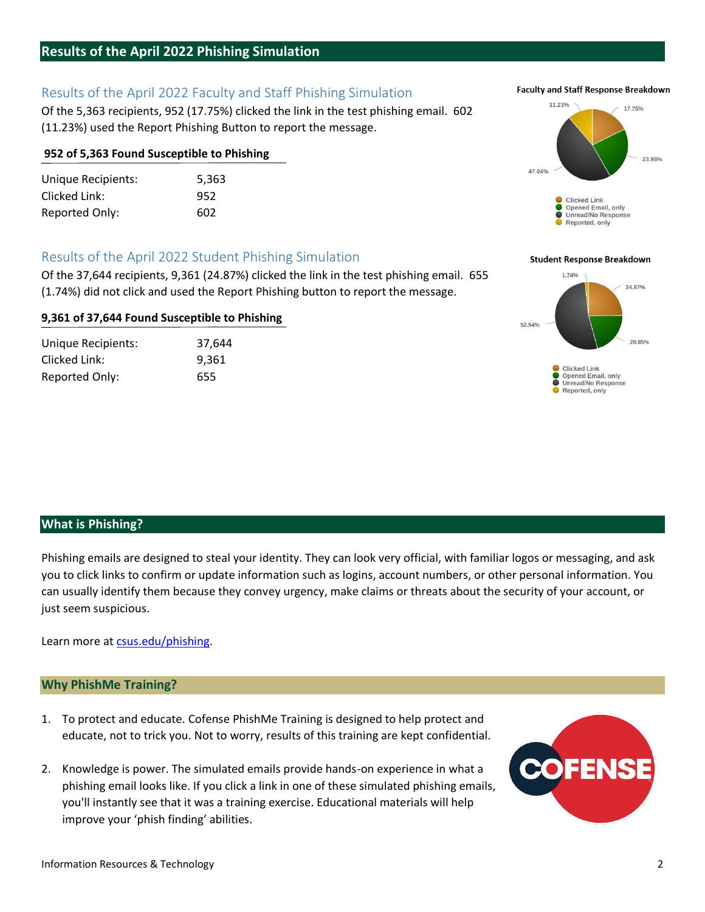## Results of the April 2022 Phishing Simulation

### Results of the April 2022 Faculty and Staff Phishing Simulation

Of the 5,363 recipients, 952 (17.75%) clicked the link in the test phishing email. 602 (11.23%) used the Report Phishing Button to report the message.

**952 of 5,363 Found Susceptible to Phishing**

| | |
|---|---|
| Unique Recipients: | 5,363 |
| Clicked Link: | 952 |
| Reported Only: | 602 |

**Faculty and Staff Response Breakdown**

| Response | Percentage |
|---|---|
| Clicked Link | 17.75% |
| Opened Email, only | 23.98% |
| Unread/No Response | 47.04% |
| Reported, only | 11.23% |

### Results of the April 2022 Student Phishing Simulation

Of the 37,644 recipients, 9,361 (24.87%) clicked the link in the test phishing email. 655 (1.74%) did not click and used the Report Phishing button to report the message.

**9,361 of 37,644 Found Susceptible to Phishing**

| | |
|---|---|
| Unique Recipients: | 37,644 |
| Clicked Link: | 9,361 |
| Reported Only: | 655 |

**Student Response Breakdown**

| Response | Percentage |
|---|---|
| Clicked Link | 24.87% |
| Opened Email, only | 20.85% |
| Unread/No Response | 52.54% |
| Reported, only | 1.74% |

## What is Phishing?

Phishing emails are designed to steal your identity. They can look very official, with familiar logos or messaging, and ask you to click links to confirm or update information such as logins, account numbers, or other personal information. You can usually identify them because they convey urgency, make claims or threats about the security of your account, or just seem suspicious.

Learn more at [csus.edu/phishing](csus.edu/phishing).

## Why PhishMe Training?

1. To protect and educate. Cofense PhishMe Training is designed to help protect and educate, not to trick you. Not to worry, results of this training are kept confidential.
2. Knowledge is power. The simulated emails provide hands-on experience in what a phishing email looks like. If you click a link in one of these simulated phishing emails, you'll instantly see that it was a training exercise. Educational materials will help improve your 'phish finding' abilities.

COFENSE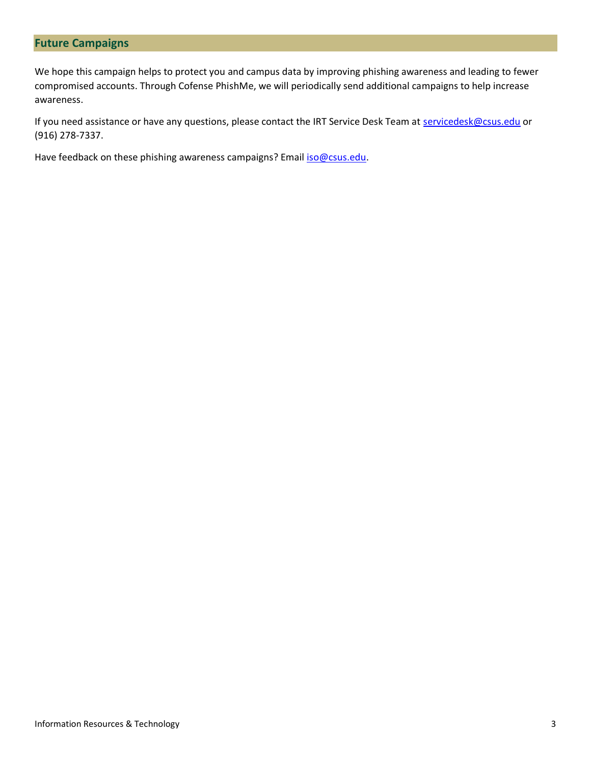## Future Campaigns

We hope this campaign helps to protect you and campus data by improving phishing awareness and leading to fewer compromised accounts. Through Cofense PhishMe, we will periodically send additional campaigns to help increase awareness.

If you need assistance or have any questions, please contact the IRT Service Desk Team at servicedesk@csus.edu or (916) 278-7337.

Have feedback on these phishing awareness campaigns? Email iso@csus.edu.